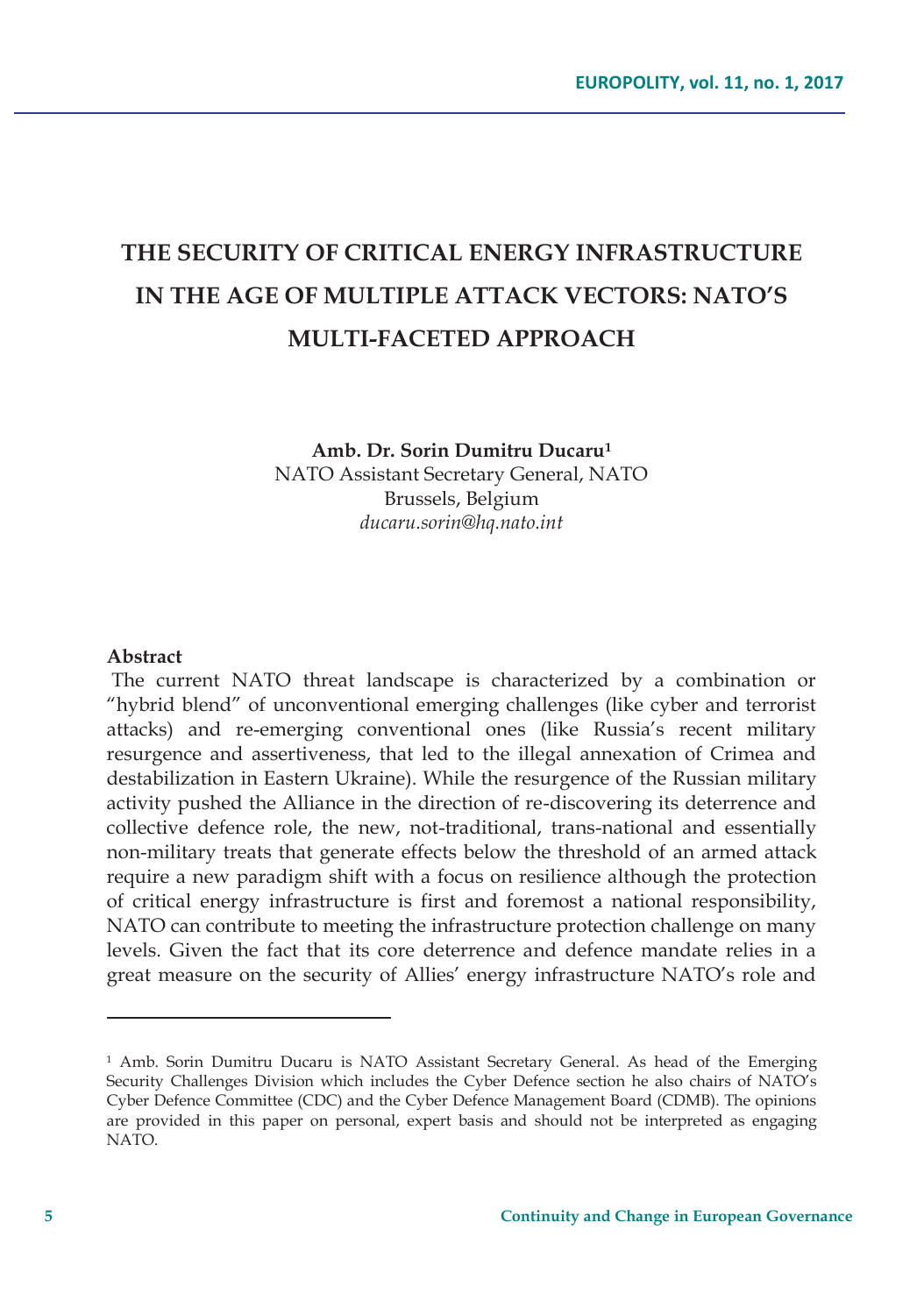# THE SECURITY OF CRITICAL ENERGY INFRASTRUCTURE IN THE AGE OF MULTIPLE ATTACK VECTORS: NATO'S MULTI-FACETED APPROACH

**Amb. Dr. Sorin Dumitru Ducaru[1]**
NATO Assistant Secretary General, NATO
Brussels, Belgium
*ducaru.sorin@hq.nato.int*

**Abstract**

The current NATO threat landscape is characterized by a combination or "hybrid blend" of unconventional emerging challenges (like cyber and terrorist attacks) and re-emerging conventional ones (like Russia's recent military resurgence and assertiveness, that led to the illegal annexation of Crimea and destabilization in Eastern Ukraine). While the resurgence of the Russian military activity pushed the Alliance in the direction of re-discovering its deterrence and collective defence role, the new, not-traditional, trans-national and essentially non-military treats that generate effects below the threshold of an armed attack require a new paradigm shift with a focus on resilience although the protection of critical energy infrastructure is first and foremost a national responsibility, NATO can contribute to meeting the infrastructure protection challenge on many levels. Given the fact that its core deterrence and defence mandate relies in a great measure on the security of Allies' energy infrastructure NATO's role and

[1] Amb. Sorin Dumitru Ducaru is NATO Assistant Secretary General. As head of the Emerging Security Challenges Division which includes the Cyber Defence section he also chairs of NATO's Cyber Defence Committee (CDC) and the Cyber Defence Management Board (CDMB). The opinions are provided in this paper on personal, expert basis and should not be interpreted as engaging NATO.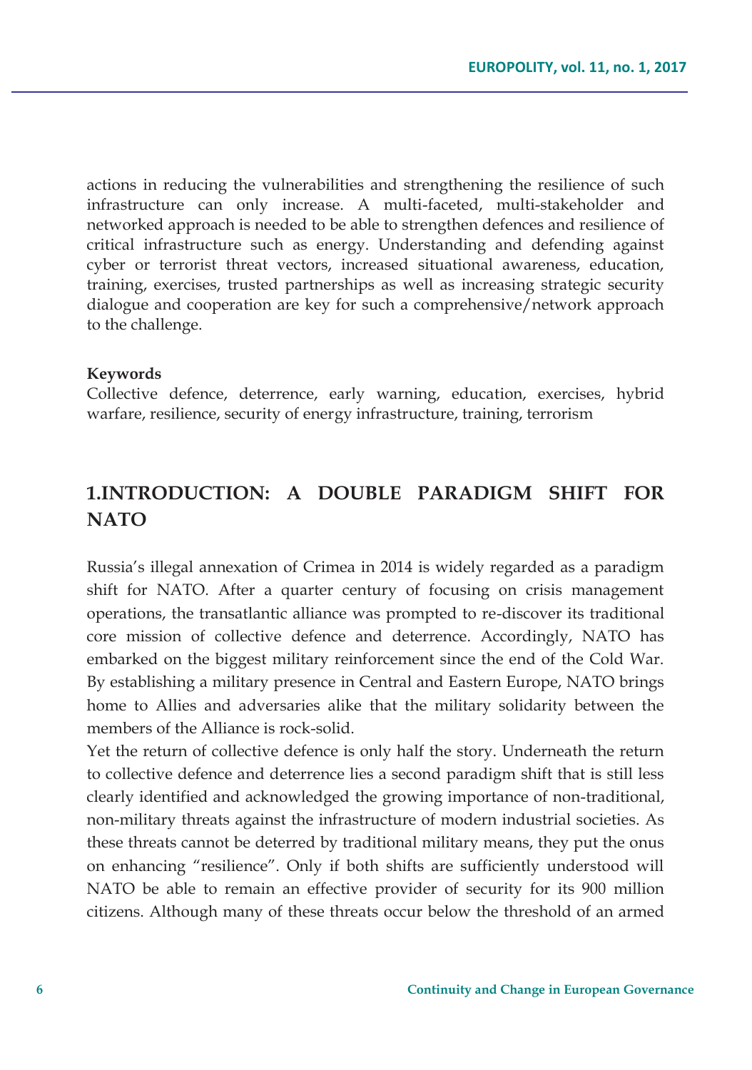actions in reducing the vulnerabilities and strengthening the resilience of such infrastructure can only increase. A multi-faceted, multi-stakeholder and networked approach is needed to be able to strengthen defences and resilience of critical infrastructure such as energy. Understanding and defending against cyber or terrorist threat vectors, increased situational awareness, education, training, exercises, trusted partnerships as well as increasing strategic security dialogue and cooperation are key for such a comprehensive/network approach to the challenge.

**Keywords**

Collective defence, deterrence, early warning, education, exercises, hybrid warfare, resilience, security of energy infrastructure, training, terrorism

## 1.INTRODUCTION: A DOUBLE PARADIGM SHIFT FOR NATO

Russia's illegal annexation of Crimea in 2014 is widely regarded as a paradigm shift for NATO. After a quarter century of focusing on crisis management operations, the transatlantic alliance was prompted to re-discover its traditional core mission of collective defence and deterrence. Accordingly, NATO has embarked on the biggest military reinforcement since the end of the Cold War. By establishing a military presence in Central and Eastern Europe, NATO brings home to Allies and adversaries alike that the military solidarity between the members of the Alliance is rock-solid.

Yet the return of collective defence is only half the story. Underneath the return to collective defence and deterrence lies a second paradigm shift that is still less clearly identified and acknowledged the growing importance of non-traditional, non-military threats against the infrastructure of modern industrial societies. As these threats cannot be deterred by traditional military means, they put the onus on enhancing "resilience". Only if both shifts are sufficiently understood will NATO be able to remain an effective provider of security for its 900 million citizens. Although many of these threats occur below the threshold of an armed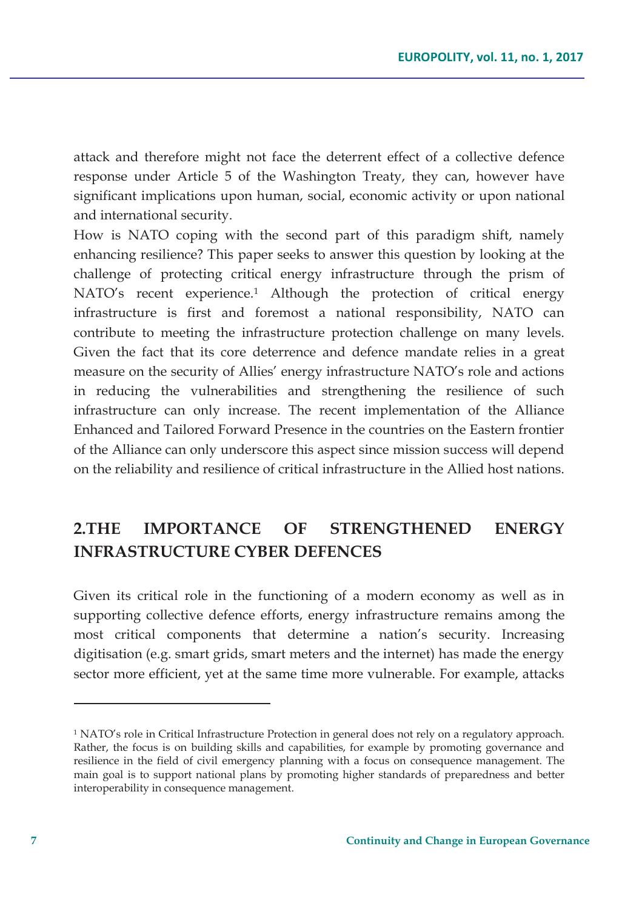attack and therefore might not face the deterrent effect of a collective defence response under Article 5 of the Washington Treaty, they can, however have significant implications upon human, social, economic activity or upon national and international security.

How is NATO coping with the second part of this paradigm shift, namely enhancing resilience? This paper seeks to answer this question by looking at the challenge of protecting critical energy infrastructure through the prism of NATO's recent experience.[1] Although the protection of critical energy infrastructure is first and foremost a national responsibility, NATO can contribute to meeting the infrastructure protection challenge on many levels. Given the fact that its core deterrence and defence mandate relies in a great measure on the security of Allies' energy infrastructure NATO's role and actions in reducing the vulnerabilities and strengthening the resilience of such infrastructure can only increase. The recent implementation of the Alliance Enhanced and Tailored Forward Presence in the countries on the Eastern frontier of the Alliance can only underscore this aspect since mission success will depend on the reliability and resilience of critical infrastructure in the Allied host nations.

## 2.THE IMPORTANCE OF STRENGTHENED ENERGY INFRASTRUCTURE CYBER DEFENCES

Given its critical role in the functioning of a modern economy as well as in supporting collective defence efforts, energy infrastructure remains among the most critical components that determine a nation's security. Increasing digitisation (e.g. smart grids, smart meters and the internet) has made the energy sector more efficient, yet at the same time more vulnerable. For example, attacks

---

[1] NATO's role in Critical Infrastructure Protection in general does not rely on a regulatory approach. Rather, the focus is on building skills and capabilities, for example by promoting governance and resilience in the field of civil emergency planning with a focus on consequence management. The main goal is to support national plans by promoting higher standards of preparedness and better interoperability in consequence management.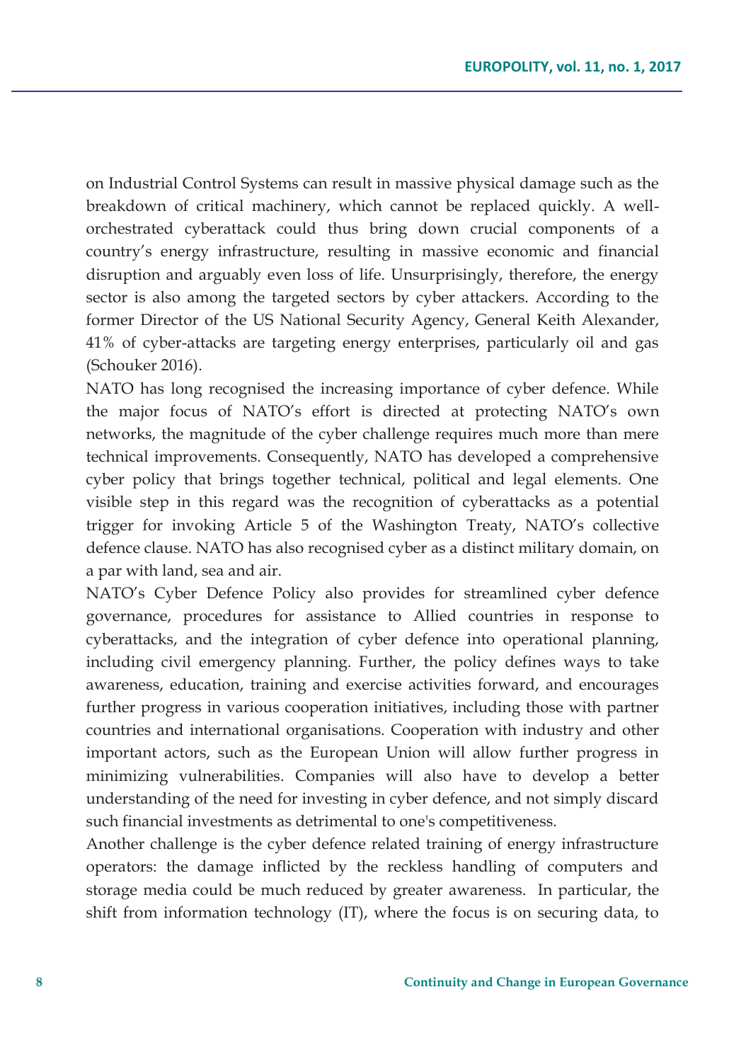on Industrial Control Systems can result in massive physical damage such as the breakdown of critical machinery, which cannot be replaced quickly. A well-orchestrated cyberattack could thus bring down crucial components of a country's energy infrastructure, resulting in massive economic and financial disruption and arguably even loss of life. Unsurprisingly, therefore, the energy sector is also among the targeted sectors by cyber attackers. According to the former Director of the US National Security Agency, General Keith Alexander, 41% of cyber-attacks are targeting energy enterprises, particularly oil and gas (Schouker 2016).

NATO has long recognised the increasing importance of cyber defence. While the major focus of NATO's effort is directed at protecting NATO's own networks, the magnitude of the cyber challenge requires much more than mere technical improvements. Consequently, NATO has developed a comprehensive cyber policy that brings together technical, political and legal elements. One visible step in this regard was the recognition of cyberattacks as a potential trigger for invoking Article 5 of the Washington Treaty, NATO's collective defence clause. NATO has also recognised cyber as a distinct military domain, on a par with land, sea and air.

NATO's Cyber Defence Policy also provides for streamlined cyber defence governance, procedures for assistance to Allied countries in response to cyberattacks, and the integration of cyber defence into operational planning, including civil emergency planning. Further, the policy defines ways to take awareness, education, training and exercise activities forward, and encourages further progress in various cooperation initiatives, including those with partner countries and international organisations. Cooperation with industry and other important actors, such as the European Union will allow further progress in minimizing vulnerabilities. Companies will also have to develop a better understanding of the need for investing in cyber defence, and not simply discard such financial investments as detrimental to one's competitiveness.

Another challenge is the cyber defence related training of energy infrastructure operators: the damage inflicted by the reckless handling of computers and storage media could be much reduced by greater awareness. In particular, the shift from information technology (IT), where the focus is on securing data, to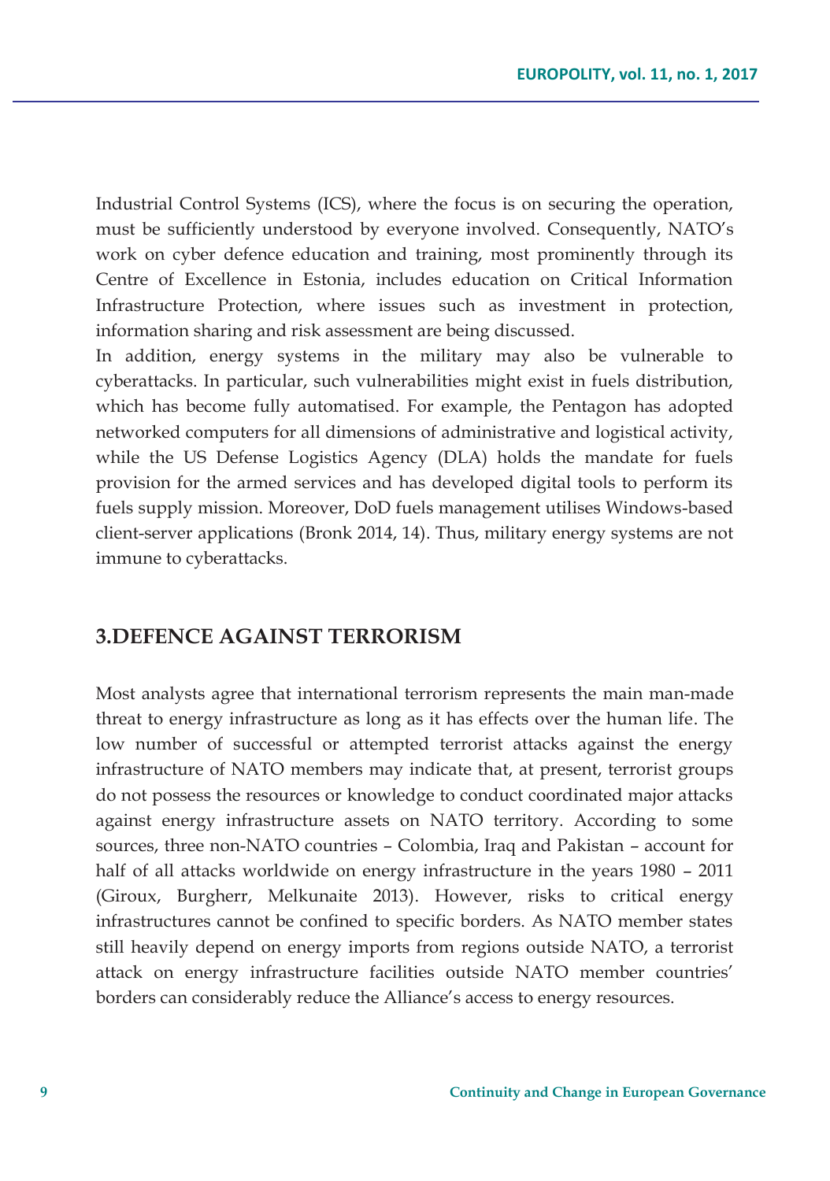Industrial Control Systems (ICS), where the focus is on securing the operation, must be sufficiently understood by everyone involved. Consequently, NATO's work on cyber defence education and training, most prominently through its Centre of Excellence in Estonia, includes education on Critical Information Infrastructure Protection, where issues such as investment in protection, information sharing and risk assessment are being discussed.

In addition, energy systems in the military may also be vulnerable to cyberattacks. In particular, such vulnerabilities might exist in fuels distribution, which has become fully automatised. For example, the Pentagon has adopted networked computers for all dimensions of administrative and logistical activity, while the US Defense Logistics Agency (DLA) holds the mandate for fuels provision for the armed services and has developed digital tools to perform its fuels supply mission. Moreover, DoD fuels management utilises Windows-based client-server applications (Bronk 2014, 14). Thus, military energy systems are not immune to cyberattacks.

## 3.DEFENCE AGAINST TERRORISM

Most analysts agree that international terrorism represents the main man-made threat to energy infrastructure as long as it has effects over the human life. The low number of successful or attempted terrorist attacks against the energy infrastructure of NATO members may indicate that, at present, terrorist groups do not possess the resources or knowledge to conduct coordinated major attacks against energy infrastructure assets on NATO territory. According to some sources, three non-NATO countries – Colombia, Iraq and Pakistan – account for half of all attacks worldwide on energy infrastructure in the years 1980 – 2011 (Giroux, Burgherr, Melkunaite 2013). However, risks to critical energy infrastructures cannot be confined to specific borders. As NATO member states still heavily depend on energy imports from regions outside NATO, a terrorist attack on energy infrastructure facilities outside NATO member countries' borders can considerably reduce the Alliance's access to energy resources.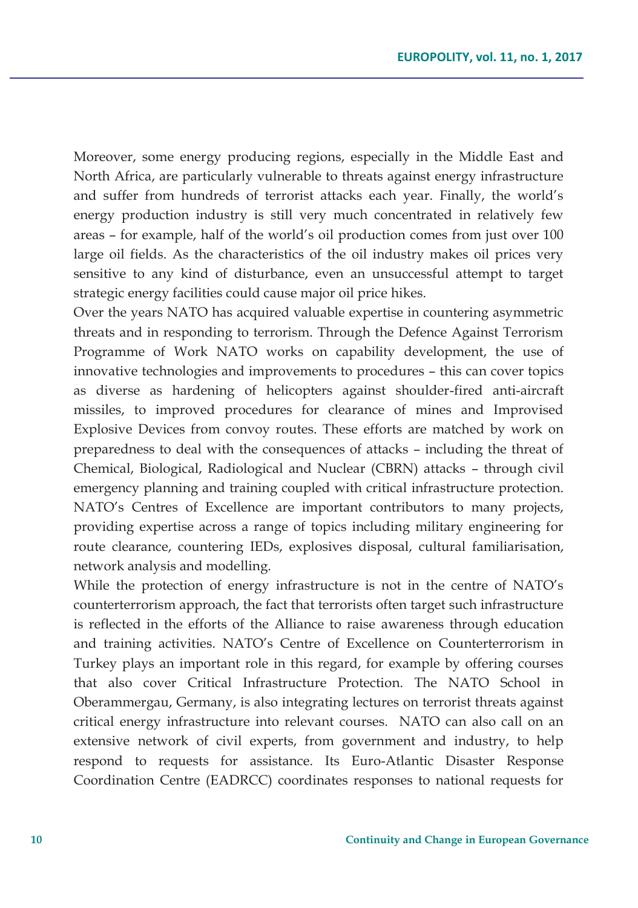Moreover, some energy producing regions, especially in the Middle East and North Africa, are particularly vulnerable to threats against energy infrastructure and suffer from hundreds of terrorist attacks each year. Finally, the world's energy production industry is still very much concentrated in relatively few areas – for example, half of the world's oil production comes from just over 100 large oil fields. As the characteristics of the oil industry makes oil prices very sensitive to any kind of disturbance, even an unsuccessful attempt to target strategic energy facilities could cause major oil price hikes.

Over the years NATO has acquired valuable expertise in countering asymmetric threats and in responding to terrorism. Through the Defence Against Terrorism Programme of Work NATO works on capability development, the use of innovative technologies and improvements to procedures – this can cover topics as diverse as hardening of helicopters against shoulder-fired anti-aircraft missiles, to improved procedures for clearance of mines and Improvised Explosive Devices from convoy routes. These efforts are matched by work on preparedness to deal with the consequences of attacks – including the threat of Chemical, Biological, Radiological and Nuclear (CBRN) attacks – through civil emergency planning and training coupled with critical infrastructure protection. NATO's Centres of Excellence are important contributors to many projects, providing expertise across a range of topics including military engineering for route clearance, countering IEDs, explosives disposal, cultural familiarisation, network analysis and modelling.

While the protection of energy infrastructure is not in the centre of NATO's counterterrorism approach, the fact that terrorists often target such infrastructure is reflected in the efforts of the Alliance to raise awareness through education and training activities. NATO's Centre of Excellence on Counterterrorism in Turkey plays an important role in this regard, for example by offering courses that also cover Critical Infrastructure Protection. The NATO School in Oberammergau, Germany, is also integrating lectures on terrorist threats against critical energy infrastructure into relevant courses. NATO can also call on an extensive network of civil experts, from government and industry, to help respond to requests for assistance. Its Euro-Atlantic Disaster Response Coordination Centre (EADRCC) coordinates responses to national requests for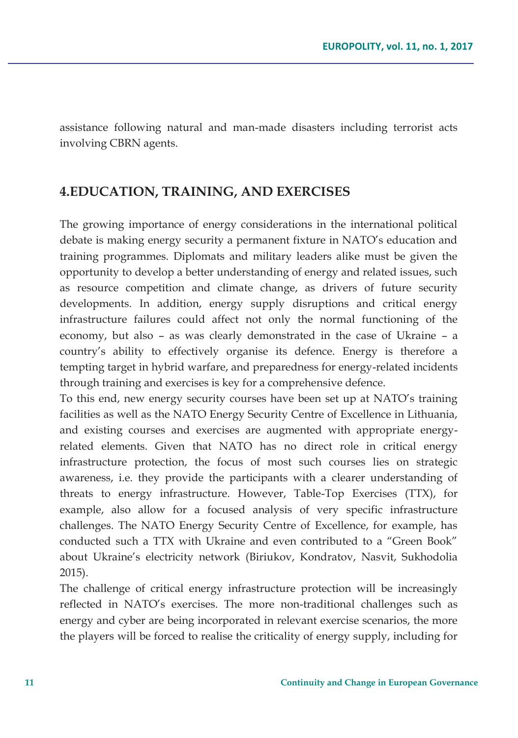assistance following natural and man-made disasters including terrorist acts involving CBRN agents.

## 4.EDUCATION, TRAINING, AND EXERCISES

The growing importance of energy considerations in the international political debate is making energy security a permanent fixture in NATO's education and training programmes. Diplomats and military leaders alike must be given the opportunity to develop a better understanding of energy and related issues, such as resource competition and climate change, as drivers of future security developments. In addition, energy supply disruptions and critical energy infrastructure failures could affect not only the normal functioning of the economy, but also – as was clearly demonstrated in the case of Ukraine – a country's ability to effectively organise its defence. Energy is therefore a tempting target in hybrid warfare, and preparedness for energy-related incidents through training and exercises is key for a comprehensive defence.

To this end, new energy security courses have been set up at NATO's training facilities as well as the NATO Energy Security Centre of Excellence in Lithuania, and existing courses and exercises are augmented with appropriate energy-related elements. Given that NATO has no direct role in critical energy infrastructure protection, the focus of most such courses lies on strategic awareness, i.e. they provide the participants with a clearer understanding of threats to energy infrastructure. However, Table-Top Exercises (TTX), for example, also allow for a focused analysis of very specific infrastructure challenges. The NATO Energy Security Centre of Excellence, for example, has conducted such a TTX with Ukraine and even contributed to a "Green Book" about Ukraine's electricity network (Biriukov, Kondratov, Nasvit, Sukhodolia 2015).

The challenge of critical energy infrastructure protection will be increasingly reflected in NATO's exercises. The more non-traditional challenges such as energy and cyber are being incorporated in relevant exercise scenarios, the more the players will be forced to realise the criticality of energy supply, including for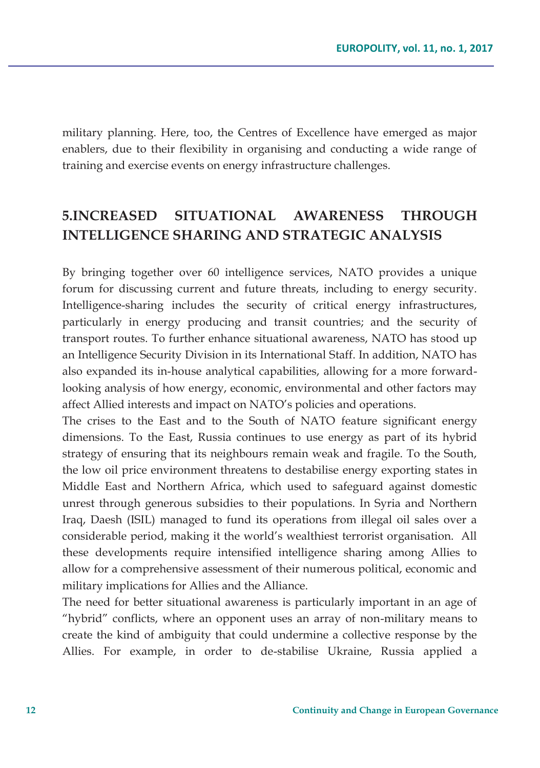military planning. Here, too, the Centres of Excellence have emerged as major enablers, due to their flexibility in organising and conducting a wide range of training and exercise events on energy infrastructure challenges.

## 5.INCREASED SITUATIONAL AWARENESS THROUGH INTELLIGENCE SHARING AND STRATEGIC ANALYSIS

By bringing together over 60 intelligence services, NATO provides a unique forum for discussing current and future threats, including to energy security. Intelligence-sharing includes the security of critical energy infrastructures, particularly in energy producing and transit countries; and the security of transport routes. To further enhance situational awareness, NATO has stood up an Intelligence Security Division in its International Staff. In addition, NATO has also expanded its in-house analytical capabilities, allowing for a more forward-looking analysis of how energy, economic, environmental and other factors may affect Allied interests and impact on NATO's policies and operations.

The crises to the East and to the South of NATO feature significant energy dimensions. To the East, Russia continues to use energy as part of its hybrid strategy of ensuring that its neighbours remain weak and fragile. To the South, the low oil price environment threatens to destabilise energy exporting states in Middle East and Northern Africa, which used to safeguard against domestic unrest through generous subsidies to their populations. In Syria and Northern Iraq, Daesh (ISIL) managed to fund its operations from illegal oil sales over a considerable period, making it the world's wealthiest terrorist organisation. All these developments require intensified intelligence sharing among Allies to allow for a comprehensive assessment of their numerous political, economic and military implications for Allies and the Alliance.

The need for better situational awareness is particularly important in an age of "hybrid" conflicts, where an opponent uses an array of non-military means to create the kind of ambiguity that could undermine a collective response by the Allies. For example, in order to de-stabilise Ukraine, Russia applied a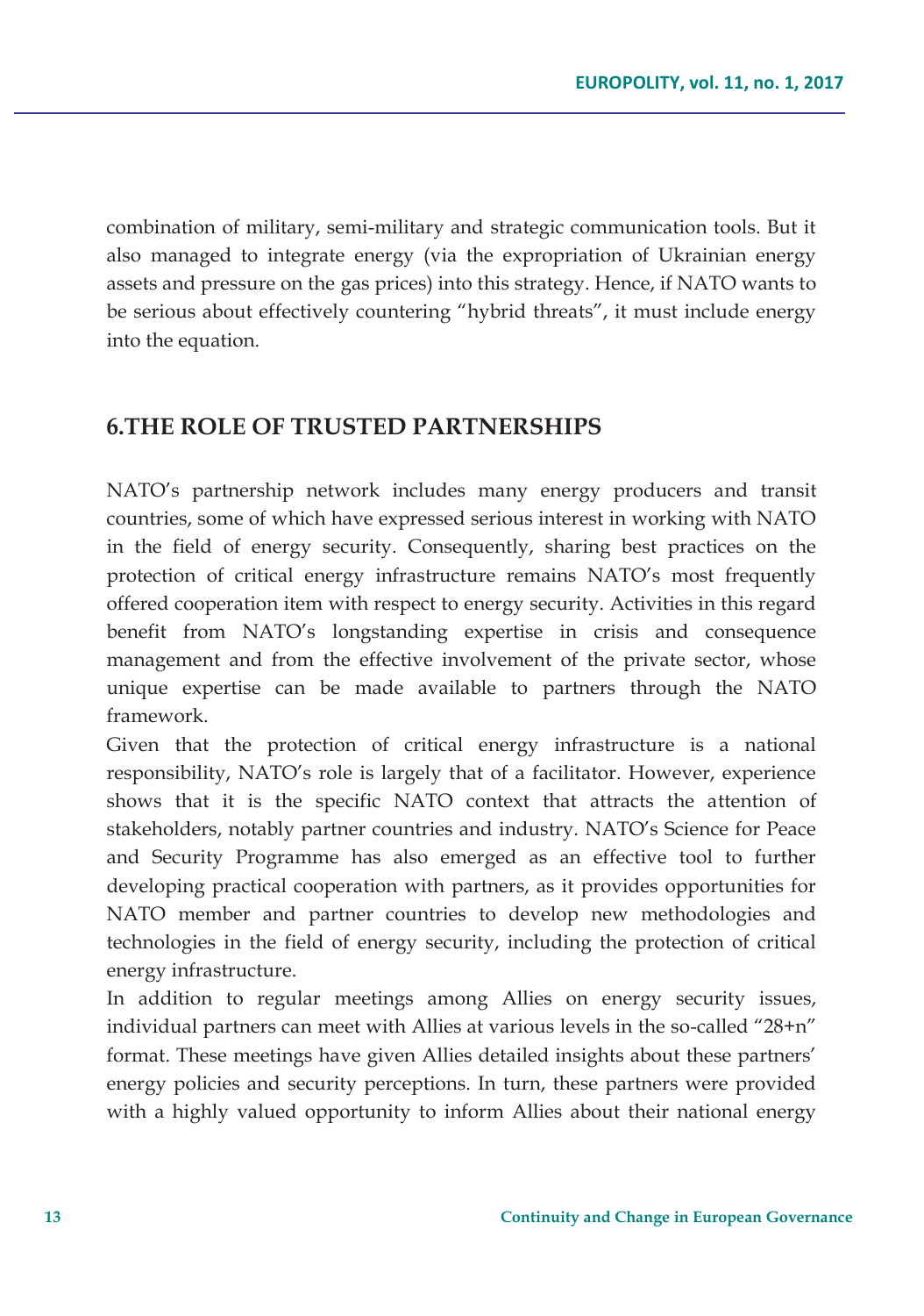combination of military, semi-military and strategic communication tools. But it also managed to integrate energy (via the expropriation of Ukrainian energy assets and pressure on the gas prices) into this strategy. Hence, if NATO wants to be serious about effectively countering "hybrid threats", it must include energy into the equation.

## 6.THE ROLE OF TRUSTED PARTNERSHIPS

NATO's partnership network includes many energy producers and transit countries, some of which have expressed serious interest in working with NATO in the field of energy security. Consequently, sharing best practices on the protection of critical energy infrastructure remains NATO's most frequently offered cooperation item with respect to energy security. Activities in this regard benefit from NATO's longstanding expertise in crisis and consequence management and from the effective involvement of the private sector, whose unique expertise can be made available to partners through the NATO framework.

Given that the protection of critical energy infrastructure is a national responsibility, NATO's role is largely that of a facilitator. However, experience shows that it is the specific NATO context that attracts the attention of stakeholders, notably partner countries and industry. NATO's Science for Peace and Security Programme has also emerged as an effective tool to further developing practical cooperation with partners, as it provides opportunities for NATO member and partner countries to develop new methodologies and technologies in the field of energy security, including the protection of critical energy infrastructure.

In addition to regular meetings among Allies on energy security issues, individual partners can meet with Allies at various levels in the so-called "28+n" format. These meetings have given Allies detailed insights about these partners' energy policies and security perceptions. In turn, these partners were provided with a highly valued opportunity to inform Allies about their national energy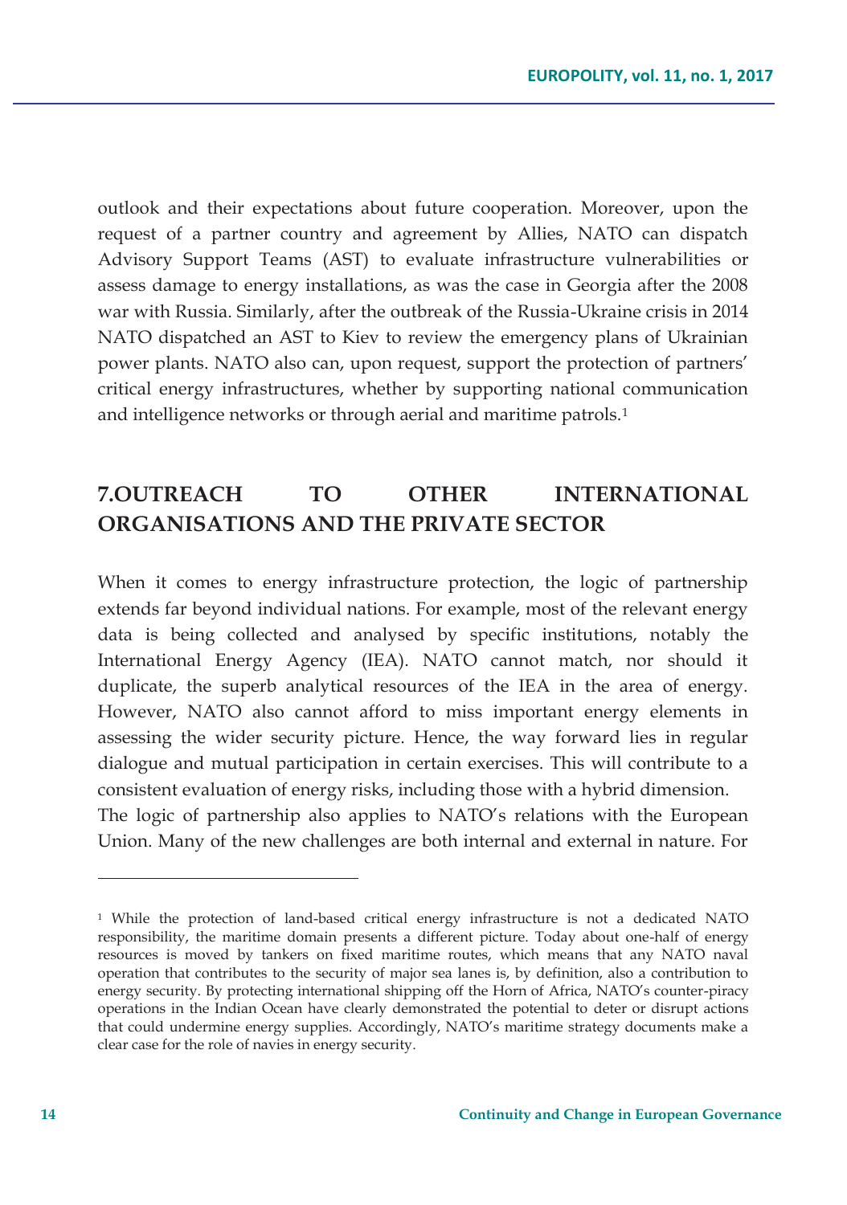outlook and their expectations about future cooperation. Moreover, upon the request of a partner country and agreement by Allies, NATO can dispatch Advisory Support Teams (AST) to evaluate infrastructure vulnerabilities or assess damage to energy installations, as was the case in Georgia after the 2008 war with Russia. Similarly, after the outbreak of the Russia-Ukraine crisis in 2014 NATO dispatched an AST to Kiev to review the emergency plans of Ukrainian power plants. NATO also can, upon request, support the protection of partners' critical energy infrastructures, whether by supporting national communication and intelligence networks or through aerial and maritime patrols.[1]

## 7.OUTREACH TO OTHER INTERNATIONAL ORGANISATIONS AND THE PRIVATE SECTOR

When it comes to energy infrastructure protection, the logic of partnership extends far beyond individual nations. For example, most of the relevant energy data is being collected and analysed by specific institutions, notably the International Energy Agency (IEA). NATO cannot match, nor should it duplicate, the superb analytical resources of the IEA in the area of energy. However, NATO also cannot afford to miss important energy elements in assessing the wider security picture. Hence, the way forward lies in regular dialogue and mutual participation in certain exercises. This will contribute to a consistent evaluation of energy risks, including those with a hybrid dimension.

The logic of partnership also applies to NATO's relations with the European Union. Many of the new challenges are both internal and external in nature. For

---

[1] While the protection of land-based critical energy infrastructure is not a dedicated NATO responsibility, the maritime domain presents a different picture. Today about one-half of energy resources is moved by tankers on fixed maritime routes, which means that any NATO naval operation that contributes to the security of major sea lanes is, by definition, also a contribution to energy security. By protecting international shipping off the Horn of Africa, NATO's counter-piracy operations in the Indian Ocean have clearly demonstrated the potential to deter or disrupt actions that could undermine energy supplies. Accordingly, NATO's maritime strategy documents make a clear case for the role of navies in energy security.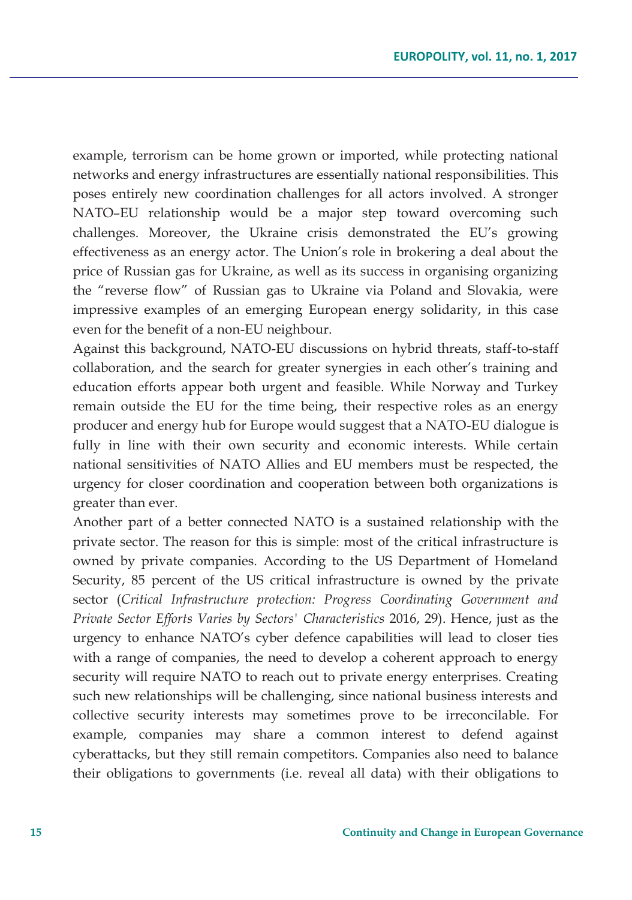example, terrorism can be home grown or imported, while protecting national networks and energy infrastructures are essentially national responsibilities. This poses entirely new coordination challenges for all actors involved. A stronger NATO–EU relationship would be a major step toward overcoming such challenges. Moreover, the Ukraine crisis demonstrated the EU's growing effectiveness as an energy actor. The Union's role in brokering a deal about the price of Russian gas for Ukraine, as well as its success in organising organizing the "reverse flow" of Russian gas to Ukraine via Poland and Slovakia, were impressive examples of an emerging European energy solidarity, in this case even for the benefit of a non-EU neighbour.

Against this background, NATO-EU discussions on hybrid threats, staff-to-staff collaboration, and the search for greater synergies in each other's training and education efforts appear both urgent and feasible. While Norway and Turkey remain outside the EU for the time being, their respective roles as an energy producer and energy hub for Europe would suggest that a NATO-EU dialogue is fully in line with their own security and economic interests. While certain national sensitivities of NATO Allies and EU members must be respected, the urgency for closer coordination and cooperation between both organizations is greater than ever.

Another part of a better connected NATO is a sustained relationship with the private sector. The reason for this is simple: most of the critical infrastructure is owned by private companies. According to the US Department of Homeland Security, 85 percent of the US critical infrastructure is owned by the private sector (*Critical Infrastructure protection: Progress Coordinating Government and Private Sector Efforts Varies by Sectors' Characteristics* 2016, 29). Hence, just as the urgency to enhance NATO's cyber defence capabilities will lead to closer ties with a range of companies, the need to develop a coherent approach to energy security will require NATO to reach out to private energy enterprises. Creating such new relationships will be challenging, since national business interests and collective security interests may sometimes prove to be irreconcilable. For example, companies may share a common interest to defend against cyberattacks, but they still remain competitors. Companies also need to balance their obligations to governments (i.e. reveal all data) with their obligations to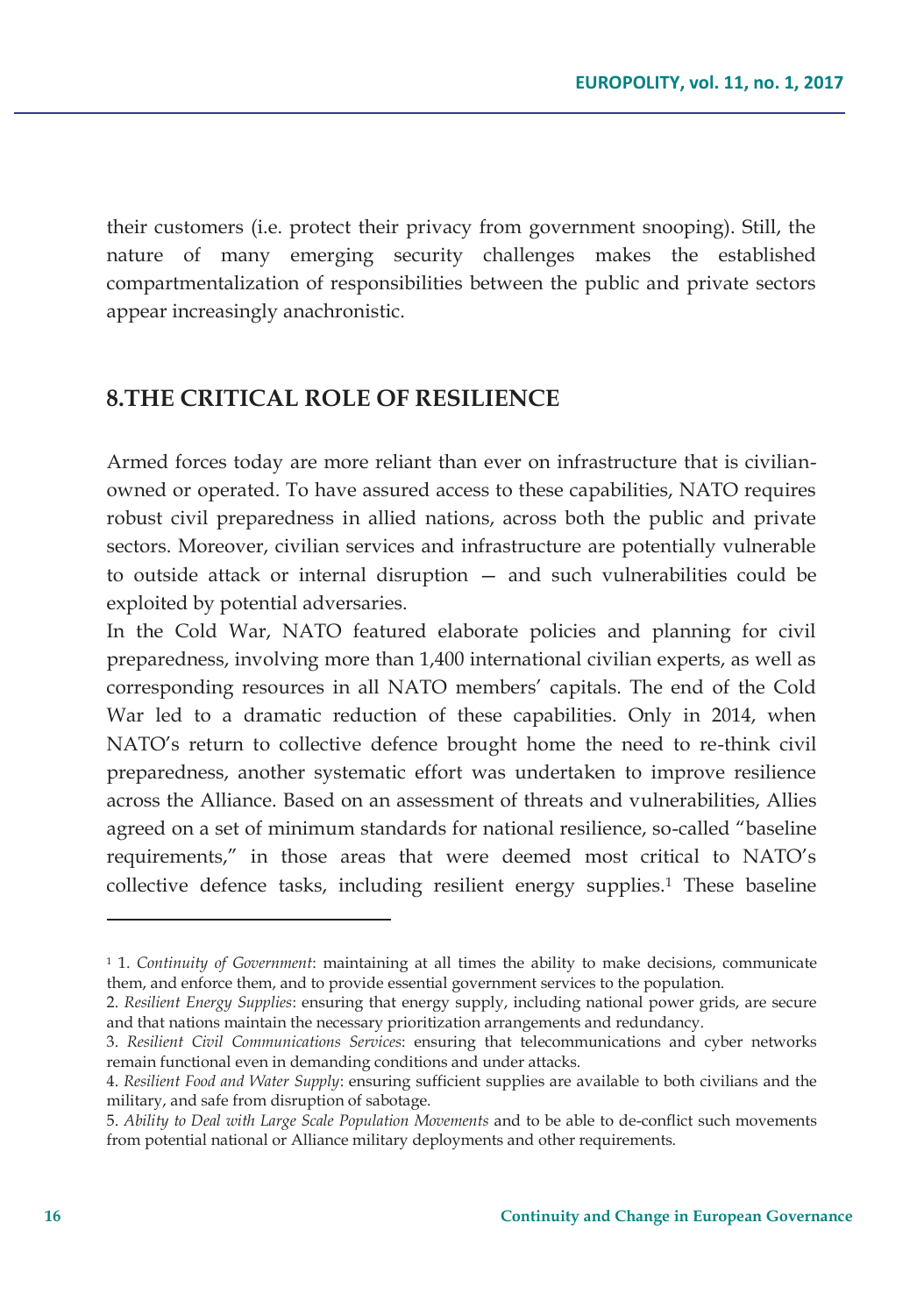their customers (i.e. protect their privacy from government snooping). Still, the nature of many emerging security challenges makes the established compartmentalization of responsibilities between the public and private sectors appear increasingly anachronistic.

## 8.THE CRITICAL ROLE OF RESILIENCE

Armed forces today are more reliant than ever on infrastructure that is civilian-owned or operated. To have assured access to these capabilities, NATO requires robust civil preparedness in allied nations, across both the public and private sectors. Moreover, civilian services and infrastructure are potentially vulnerable to outside attack or internal disruption — and such vulnerabilities could be exploited by potential adversaries.

In the Cold War, NATO featured elaborate policies and planning for civil preparedness, involving more than 1,400 international civilian experts, as well as corresponding resources in all NATO members' capitals. The end of the Cold War led to a dramatic reduction of these capabilities. Only in 2014, when NATO's return to collective defence brought home the need to re-think civil preparedness, another systematic effort was undertaken to improve resilience across the Alliance. Based on an assessment of threats and vulnerabilities, Allies agreed on a set of minimum standards for national resilience, so-called "baseline requirements," in those areas that were deemed most critical to NATO's collective defence tasks, including resilient energy supplies.[1] These baseline

---

[1] 1. *Continuity of Government*: maintaining at all times the ability to make decisions, communicate them, and enforce them, and to provide essential government services to the population.
2. *Resilient Energy Supplies*: ensuring that energy supply, including national power grids, are secure and that nations maintain the necessary prioritization arrangements and redundancy.
3. *Resilient Civil Communications Services*: ensuring that telecommunications and cyber networks remain functional even in demanding conditions and under attacks.
4. *Resilient Food and Water Supply*: ensuring sufficient supplies are available to both civilians and the military, and safe from disruption of sabotage.
5. *Ability to Deal with Large Scale Population Movements* and to be able to de-conflict such movements from potential national or Alliance military deployments and other requirements.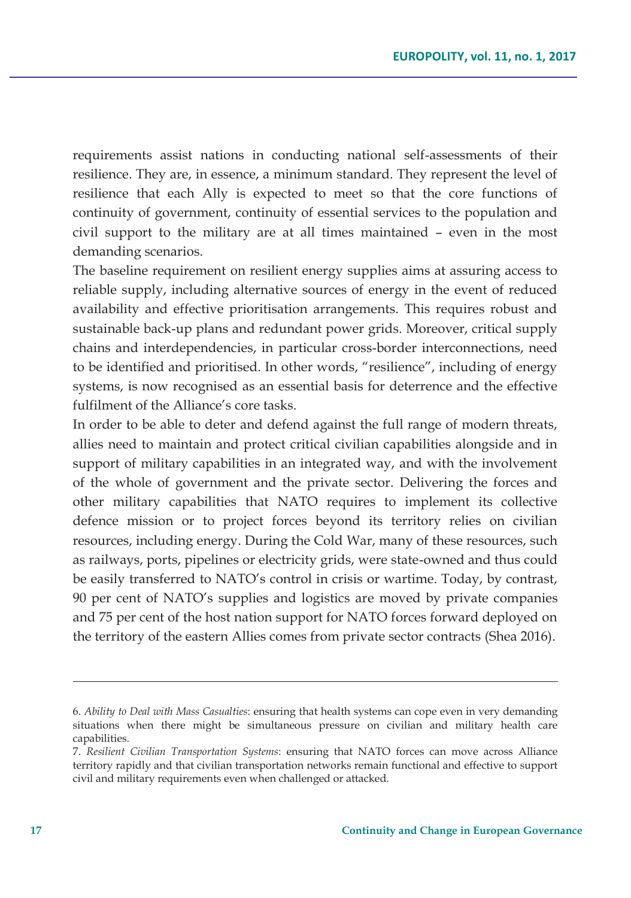requirements assist nations in conducting national self-assessments of their resilience. They are, in essence, a minimum standard. They represent the level of resilience that each Ally is expected to meet so that the core functions of continuity of government, continuity of essential services to the population and civil support to the military are at all times maintained – even in the most demanding scenarios.

The baseline requirement on resilient energy supplies aims at assuring access to reliable supply, including alternative sources of energy in the event of reduced availability and effective prioritisation arrangements. This requires robust and sustainable back-up plans and redundant power grids. Moreover, critical supply chains and interdependencies, in particular cross-border interconnections, need to be identified and prioritised. In other words, "resilience", including of energy systems, is now recognised as an essential basis for deterrence and the effective fulfilment of the Alliance's core tasks.

In order to be able to deter and defend against the full range of modern threats, allies need to maintain and protect critical civilian capabilities alongside and in support of military capabilities in an integrated way, and with the involvement of the whole of government and the private sector. Delivering the forces and other military capabilities that NATO requires to implement its collective defence mission or to project forces beyond its territory relies on civilian resources, including energy. During the Cold War, many of these resources, such as railways, ports, pipelines or electricity grids, were state-owned and thus could be easily transferred to NATO's control in crisis or wartime. Today, by contrast, 90 per cent of NATO's supplies and logistics are moved by private companies and 75 per cent of the host nation support for NATO forces forward deployed on the territory of the eastern Allies comes from private sector contracts (Shea 2016).

---

6. *Ability to Deal with Mass Casualties*: ensuring that health systems can cope even in very demanding situations when there might be simultaneous pressure on civilian and military health care capabilities.

7. *Resilient Civilian Transportation Systems*: ensuring that NATO forces can move across Alliance territory rapidly and that civilian transportation networks remain functional and effective to support civil and military requirements even when challenged or attacked.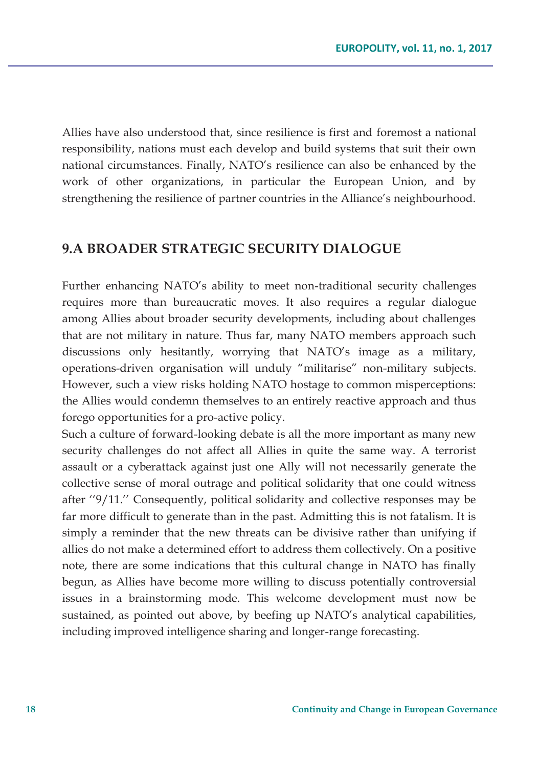Allies have also understood that, since resilience is first and foremost a national responsibility, nations must each develop and build systems that suit their own national circumstances. Finally, NATO's resilience can also be enhanced by the work of other organizations, in particular the European Union, and by strengthening the resilience of partner countries in the Alliance's neighbourhood.

## 9.A BROADER STRATEGIC SECURITY DIALOGUE

Further enhancing NATO's ability to meet non-traditional security challenges requires more than bureaucratic moves. It also requires a regular dialogue among Allies about broader security developments, including about challenges that are not military in nature. Thus far, many NATO members approach such discussions only hesitantly, worrying that NATO's image as a military, operations-driven organisation will unduly "militarise" non-military subjects. However, such a view risks holding NATO hostage to common misperceptions: the Allies would condemn themselves to an entirely reactive approach and thus forego opportunities for a pro-active policy.

Such a culture of forward-looking debate is all the more important as many new security challenges do not affect all Allies in quite the same way. A terrorist assault or a cyberattack against just one Ally will not necessarily generate the collective sense of moral outrage and political solidarity that one could witness after ''9/11.'' Consequently, political solidarity and collective responses may be far more difficult to generate than in the past. Admitting this is not fatalism. It is simply a reminder that the new threats can be divisive rather than unifying if allies do not make a determined effort to address them collectively. On a positive note, there are some indications that this cultural change in NATO has finally begun, as Allies have become more willing to discuss potentially controversial issues in a brainstorming mode. This welcome development must now be sustained, as pointed out above, by beefing up NATO's analytical capabilities, including improved intelligence sharing and longer-range forecasting.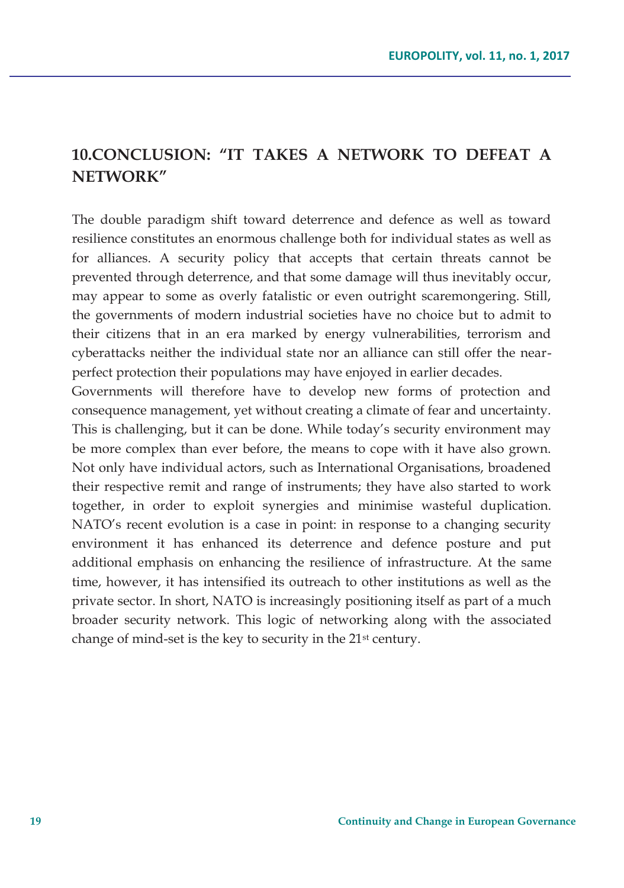## 10.CONCLUSION: "IT TAKES A NETWORK TO DEFEAT A NETWORK"

The double paradigm shift toward deterrence and defence as well as toward resilience constitutes an enormous challenge both for individual states as well as for alliances. A security policy that accepts that certain threats cannot be prevented through deterrence, and that some damage will thus inevitably occur, may appear to some as overly fatalistic or even outright scaremongering. Still, the governments of modern industrial societies have no choice but to admit to their citizens that in an era marked by energy vulnerabilities, terrorism and cyberattacks neither the individual state nor an alliance can still offer the near-perfect protection their populations may have enjoyed in earlier decades.

Governments will therefore have to develop new forms of protection and consequence management, yet without creating a climate of fear and uncertainty. This is challenging, but it can be done. While today's security environment may be more complex than ever before, the means to cope with it have also grown. Not only have individual actors, such as International Organisations, broadened their respective remit and range of instruments; they have also started to work together, in order to exploit synergies and minimise wasteful duplication. NATO's recent evolution is a case in point: in response to a changing security environment it has enhanced its deterrence and defence posture and put additional emphasis on enhancing the resilience of infrastructure. At the same time, however, it has intensified its outreach to other institutions as well as the private sector. In short, NATO is increasingly positioning itself as part of a much broader security network. This logic of networking along with the associated change of mind-set is the key to security in the 21st century.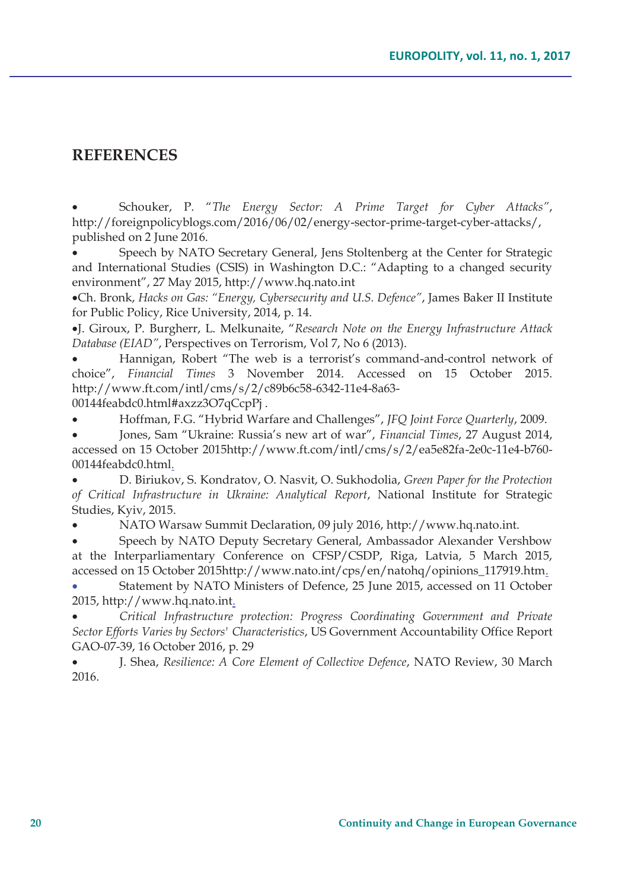## REFERENCES

- Schouker, P. "*The Energy Sector: A Prime Target for Cyber Attacks*", http://foreignpolicyblogs.com/2016/06/02/energy-sector-prime-target-cyber-attacks/, published on 2 June 2016.
- Speech by NATO Secretary General, Jens Stoltenberg at the Center for Strategic and International Studies (CSIS) in Washington D.C.: "Adapting to a changed security environment", 27 May 2015, http://www.hq.nato.int
- Ch. Bronk, *Hacks on Gas: "Energy, Cybersecurity and U.S. Defence"*, James Baker II Institute for Public Policy, Rice University, 2014, p. 14.
- J. Giroux, P. Burgherr, L. Melkunaite, "*Research Note on the Energy Infrastructure Attack Database (EIAD)*", Perspectives on Terrorism, Vol 7, No 6 (2013).
- Hannigan, Robert "The web is a terrorist's command-and-control network of choice", *Financial Times* 3 November 2014. Accessed on 15 October 2015. http://www.ft.com/intl/cms/s/2/c89b6c58-6342-11e4-8a63-00144feabdc0.html#axzz3O7qCcpPj .
- Hoffman, F.G. "Hybrid Warfare and Challenges", *JFQ Joint Force Quarterly*, 2009.
- Jones, Sam "Ukraine: Russia's new art of war", *Financial Times*, 27 August 2014, accessed on 15 October 2015http://www.ft.com/intl/cms/s/2/ea5e82fa-2e0c-11e4-b760-00144feabdc0.html.
- D. Biriukov, S. Kondratov, O. Nasvit, O. Sukhodolia, *Green Paper for the Protection of Critical Infrastructure in Ukraine: Analytical Report*, National Institute for Strategic Studies, Kyiv, 2015.
- NATO Warsaw Summit Declaration, 09 july 2016, http://www.hq.nato.int.
- Speech by NATO Deputy Secretary General, Ambassador Alexander Vershbow at the Interparliamentary Conference on CFSP/CSDP, Riga, Latvia, 5 March 2015, accessed on 15 October 2015http://www.nato.int/cps/en/natohq/opinions_117919.htm.
- Statement by NATO Ministers of Defence, 25 June 2015, accessed on 11 October 2015, http://www.hq.nato.int.
- *Critical Infrastructure protection: Progress Coordinating Government and Private Sector Efforts Varies by Sectors' Characteristics*, US Government Accountability Office Report GAO-07-39, 16 October 2016, p. 29
- J. Shea, *Resilience: A Core Element of Collective Defence*, NATO Review, 30 March 2016.